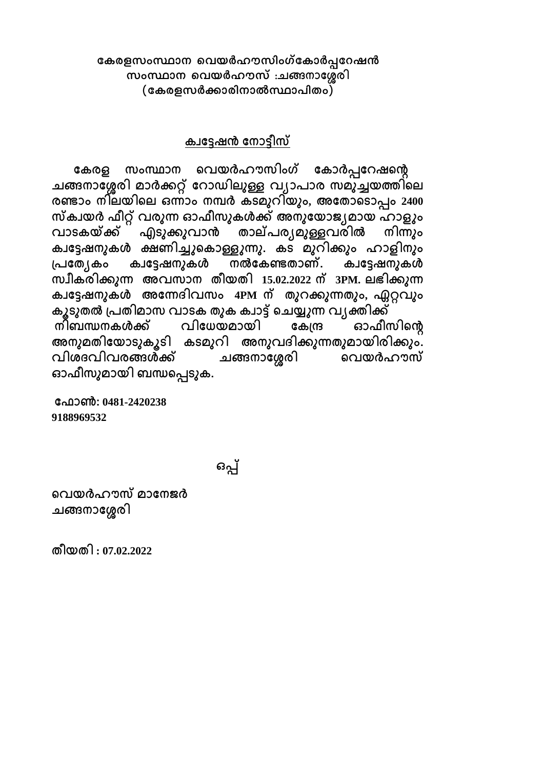**കേരളസംസ്ഥാന വെയർഹൗസിംഗ്കോർപ്പറേഷൻ**
**സംസ്ഥാന വെയർഹൗസ് :ചങ്ങനാശ്ശേരി**
**(കേരളസർക്കാരിനാൽസ്ഥാപിതം)**

## ക്വട്ടേഷൻ നോട്ടീസ്

**കേരള സംസ്ഥാന വെയർഹൗസിംഗ് കോർപ്പറേഷന്റെ ചങ്ങനാശ്ശേരി മാർക്കറ്റ് റോഡിലുള്ള വ്യാപാര സമുച്ചയത്തിലെ രണ്ടാം നിലയിലെ ഒന്നാം നമ്പർ കടമുറിയും, അതോടൊപ്പം 2400 സ്ക്വയർ ഫീറ്റ് വരുന്ന ഓഫീസുകൾക്ക് അനുയോജ്യമായ ഹാളും വാടകയ്ക്ക് എടുക്കുവാൻ താല്പര്യമുള്ളവരിൽ നിന്നും ക്വട്ടേഷനുകൾ ക്ഷണിച്ചുകൊള്ളുന്നു. കട മുറിക്കും ഹാളിനും പ്രത്യേകം ക്വട്ടേഷനുകൾ നൽകേണ്ടതാണ്. ക്വട്ടേഷനുകൾ സ്വീകരിക്കുന്ന അവസാന തീയതി 15.02.2022 ന് 3PM. ലഭിക്കുന്ന ക്വട്ടേഷനുകൾ അന്നേദിവസം 4PM ന് തുറക്കുന്നതും, ഏറ്റവും കൂടുതൽ പ്രതിമാസ വാടക തുക ക്വാട്ട് ചെയ്യുന്ന വ്യക്തിക്ക് നിബന്ധനകൾക്ക് വിധേയമായി കേന്ദ്ര ഓഫീസിന്റെ അനുമതിയോടുകൂടി കടമുറി അനുവദിക്കുന്നതുമായിരിക്കും. വിശദവിവരങ്ങൾക്ക് ചങ്ങനാശ്ശേരി വെയർഹൗസ് ഓഫീസുമായി ബന്ധപ്പെടുക.**

**ഫോൺ: 0481-2420238**
**9188969532**

**ഒപ്പ്**

**വെയർഹൗസ് മാനേജർ**
**ചങ്ങനാശ്ശേരി**

**തീയതി : 07.02.2022**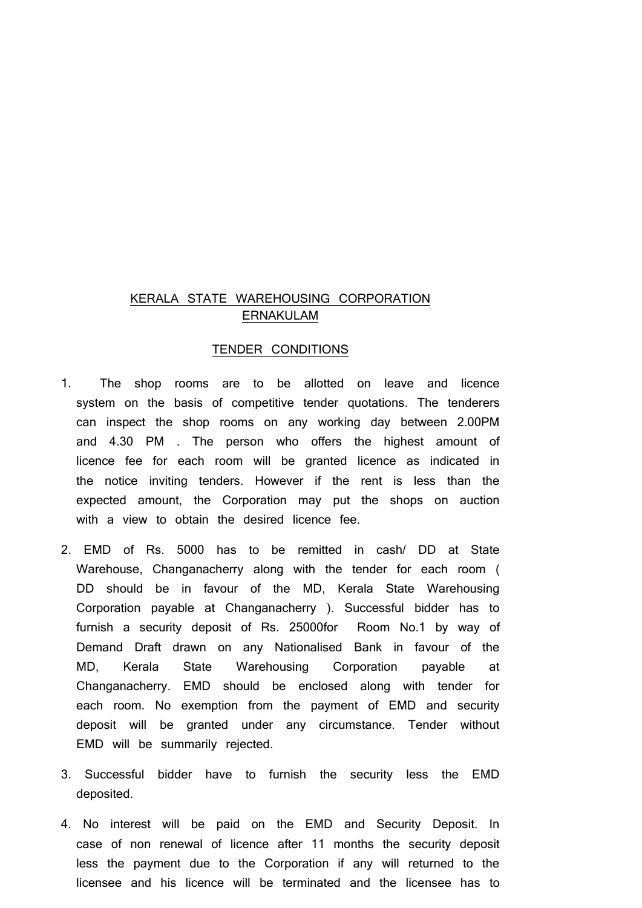# KERALA STATE WAREHOUSING CORPORATION ERNAKULAM

## TENDER CONDITIONS

1. The shop rooms are to be allotted on leave and licence system on the basis of competitive tender quotations. The tenderers can inspect the shop rooms on any working day between 2.00PM and 4.30 PM . The person who offers the highest amount of licence fee for each room will be granted licence as indicated in the notice inviting tenders. However if the rent is less than the expected amount, the Corporation may put the shops on auction with a view to obtain the desired licence fee.

2. EMD of Rs. 5000 has to be remitted in cash/ DD at State Warehouse, Changanacherry along with the tender for each room ( DD should be in favour of the MD, Kerala State Warehousing Corporation payable at Changanacherry ). Successful bidder has to furnish a security deposit of Rs. 25000for Room No.1 by way of Demand Draft drawn on any Nationalised Bank in favour of the MD, Kerala State Warehousing Corporation payable at Changanacherry. EMD should be enclosed along with tender for each room. No exemption from the payment of EMD and security deposit will be granted under any circumstance. Tender without EMD will be summarily rejected.

3. Successful bidder have to furnish the security less the EMD deposited.

4. No interest will be paid on the EMD and Security Deposit. In case of non renewal of licence after 11 months the security deposit less the payment due to the Corporation if any will returned to the licensee and his licence will be terminated and the licensee has to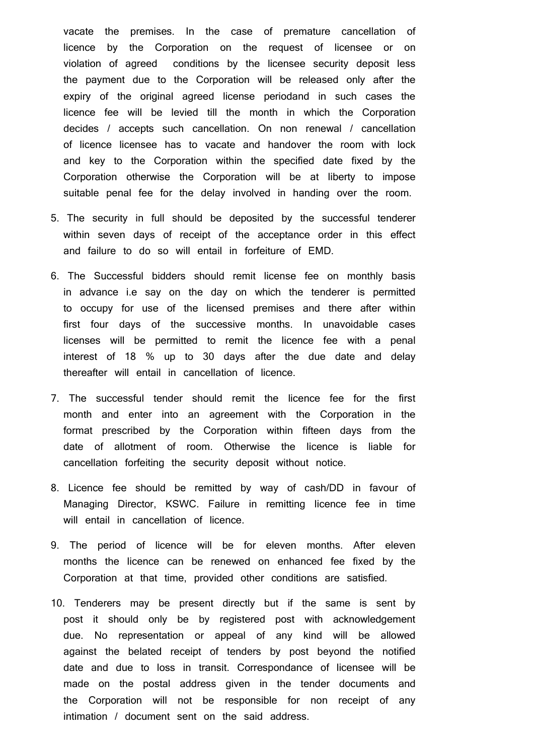vacate the premises. In the case of premature cancellation of licence by the Corporation on the request of licensee or on violation of agreed conditions by the licensee security deposit less the payment due to the Corporation will be released only after the expiry of the original agreed license periodand in such cases the licence fee will be levied till the month in which the Corporation decides / accepts such cancellation. On non renewal / cancellation of licence licensee has to vacate and handover the room with lock and key to the Corporation within the specified date fixed by the Corporation otherwise the Corporation will be at liberty to impose suitable penal fee for the delay involved in handing over the room.

5. The security in full should be deposited by the successful tenderer within seven days of receipt of the acceptance order in this effect and failure to do so will entail in forfeiture of EMD.

6. The Successful bidders should remit license fee on monthly basis in advance i.e say on the day on which the tenderer is permitted to occupy for use of the licensed premises and there after within first four days of the successive months. In unavoidable cases licenses will be permitted to remit the licence fee with a penal interest of 18 % up to 30 days after the due date and delay thereafter will entail in cancellation of licence.

7. The successful tender should remit the licence fee for the first month and enter into an agreement with the Corporation in the format prescribed by the Corporation within fifteen days from the date of allotment of room. Otherwise the licence is liable for cancellation forfeiting the security deposit without notice.

8. Licence fee should be remitted by way of cash/DD in favour of Managing Director, KSWC. Failure in remitting licence fee in time will entail in cancellation of licence.

9. The period of licence will be for eleven months. After eleven months the licence can be renewed on enhanced fee fixed by the Corporation at that time, provided other conditions are satisfied.

10. Tenderers may be present directly but if the same is sent by post it should only be by registered post with acknowledgement due. No representation or appeal of any kind will be allowed against the belated receipt of tenders by post beyond the notified date and due to loss in transit. Correspondance of licensee will be made on the postal address given in the tender documents and the Corporation will not be responsible for non receipt of any intimation / document sent on the said address.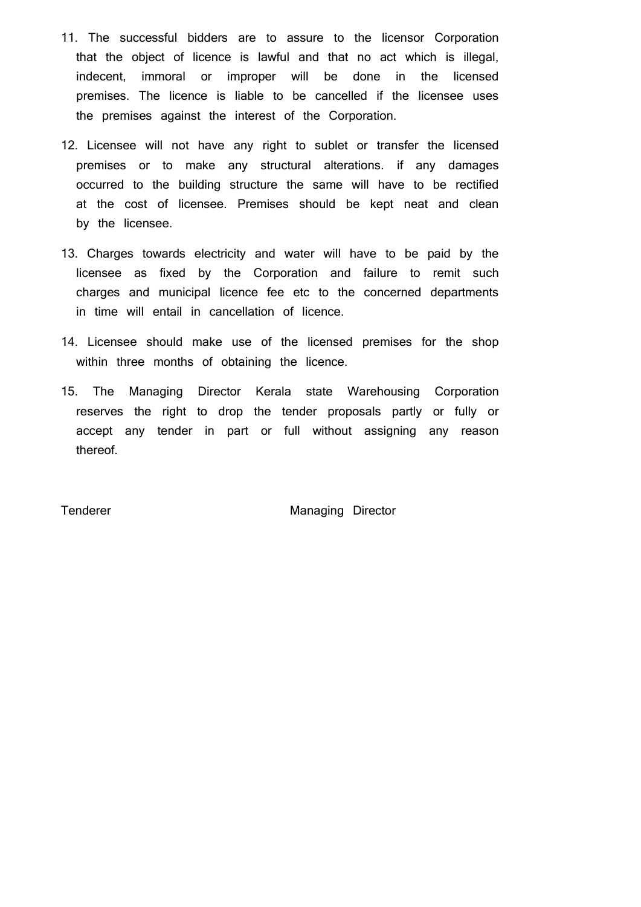11. The successful bidders are to assure to the licensor Corporation that the object of licence is lawful and that no act which is illegal, indecent, immoral or improper will be done in the licensed premises. The licence is liable to be cancelled if the licensee uses the premises against the interest of the Corporation.

12. Licensee will not have any right to sublet or transfer the licensed premises or to make any structural alterations. if any damages occurred to the building structure the same will have to be rectified at the cost of licensee. Premises should be kept neat and clean by the licensee.

13. Charges towards electricity and water will have to be paid by the licensee as fixed by the Corporation and failure to remit such charges and municipal licence fee etc to the concerned departments in time will entail in cancellation of licence.

14. Licensee should make use of the licensed premises for the shop within three months of obtaining the licence.

15. The Managing Director Kerala state Warehousing Corporation reserves the right to drop the tender proposals partly or fully or accept any tender in part or full without assigning any reason thereof.

Tenderer                                        Managing Director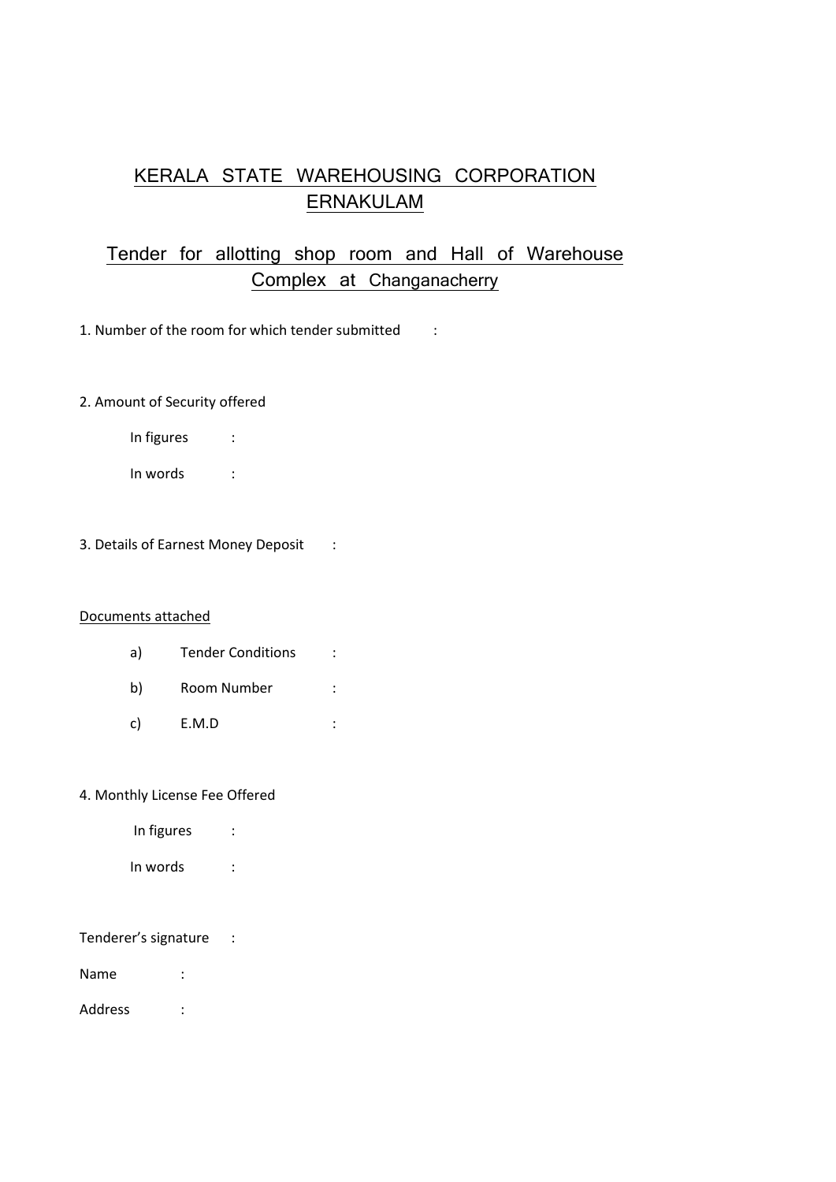# KERALA STATE WAREHOUSING CORPORATION
# ERNAKULAM

## Tender for allotting shop room and Hall of Warehouse Complex at Changanacherry

1. Number of the room for which tender submitted :

2. Amount of Security offered

   In figures :

   In words :

3. Details of Earnest Money Deposit :

Documents attached

   a) Tender Conditions :

   b) Room Number :

   c) E.M.D :

4. Monthly License Fee Offered

   In figures :

   In words :

Tenderer's signature :

Name :

Address :